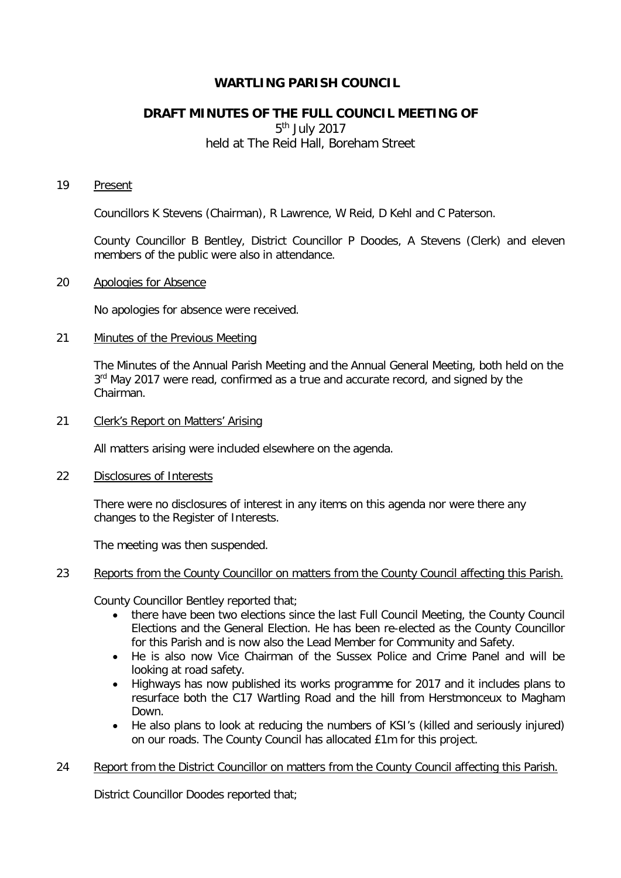# WARTLING PARISH COUNCIL

## DRAFT MINUTES OF THE FULL COUNCIL MEETING OF

5th July 2017
held at The Reid Hall, Boreham Street

19 Present

Councillors K Stevens (Chairman), R Lawrence, W Reid, D Kehl and C Paterson.

County Councillor B Bentley, District Councillor P Doodes, A Stevens (Clerk) and eleven members of the public were also in attendance.

20 Apologies for Absence

No apologies for absence were received.

21 Minutes of the Previous Meeting

The Minutes of the Annual Parish Meeting and the Annual General Meeting, both held on the 3rd May 2017 were read, confirmed as a true and accurate record, and signed by the Chairman.

21 Clerk's Report on Matters' Arising

All matters arising were included elsewhere on the agenda.

22 Disclosures of Interests

There were no disclosures of interest in any items on this agenda nor were there any changes to the Register of Interests.

The meeting was then suspended.

23 Reports from the County Councillor on matters from the County Council affecting this Parish.

County Councillor Bentley reported that;

- there have been two elections since the last Full Council Meeting, the County Council Elections and the General Election. He has been re-elected as the County Councillor for this Parish and is now also the Lead Member for Community and Safety.
- He is also now Vice Chairman of the Sussex Police and Crime Panel and will be looking at road safety.
- Highways has now published its works programme for 2017 and it includes plans to resurface both the C17 Wartling Road and the hill from Herstmonceux to Magham Down.
- He also plans to look at reducing the numbers of KSI's (killed and seriously injured) on our roads. The County Council has allocated £1m for this project.

24 Report from the District Councillor on matters from the County Council affecting this Parish.

District Councillor Doodes reported that;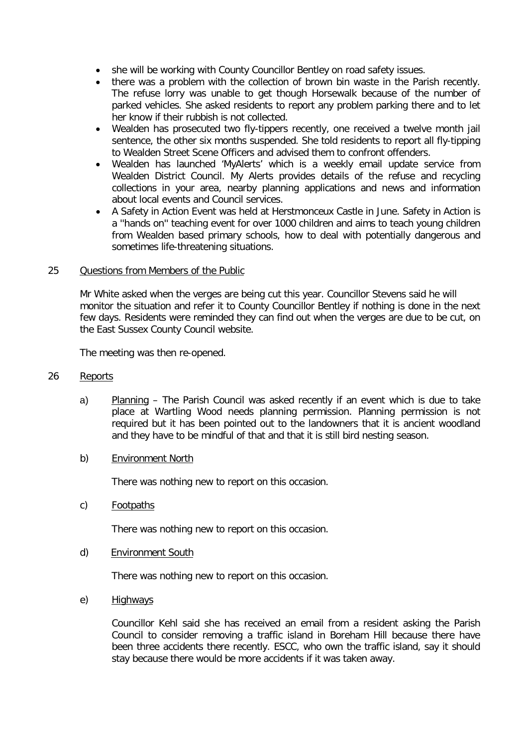- she will be working with County Councillor Bentley on road safety issues.
- there was a problem with the collection of brown bin waste in the Parish recently. The refuse lorry was unable to get though Horsewalk because of the number of parked vehicles. She asked residents to report any problem parking there and to let her know if their rubbish is not collected.
- Wealden has prosecuted two fly-tippers recently, one received a twelve month jail sentence, the other six months suspended. She told residents to report all fly-tipping to Wealden Street Scene Officers and advised them to confront offenders.
- Wealden has launched 'MyAlerts' which is a weekly email update service from Wealden District Council. My Alerts provides details of the refuse and recycling collections in your area, nearby planning applications and news and information about local events and Council services.
- A Safety in Action Event was held at Herstmonceux Castle in June. Safety in Action is a ''hands on'' teaching event for over 1000 children and aims to teach young children from Wealden based primary schools, how to deal with potentially dangerous and sometimes life-threatening situations.

25 <u>Questions from Members of the Public</u>

Mr White asked when the verges are being cut this year. Councillor Stevens said he will monitor the situation and refer it to County Councillor Bentley if nothing is done in the next few days. Residents were reminded they can find out when the verges are due to be cut, on the East Sussex County Council website.

The meeting was then re-opened.

26 <u>Reports</u>

a) <u>Planning</u> – The Parish Council was asked recently if an event which is due to take place at Wartling Wood needs planning permission. Planning permission is not required but it has been pointed out to the landowners that it is ancient woodland and they have to be mindful of that and that it is still bird nesting season.

b) <u>Environment North</u>

There was nothing new to report on this occasion.

c) <u>Footpaths</u>

There was nothing new to report on this occasion.

d) <u>Environment South</u>

There was nothing new to report on this occasion.

e) <u>Highways</u>

Councillor Kehl said she has received an email from a resident asking the Parish Council to consider removing a traffic island in Boreham Hill because there have been three accidents there recently. ESCC, who own the traffic island, say it should stay because there would be more accidents if it was taken away.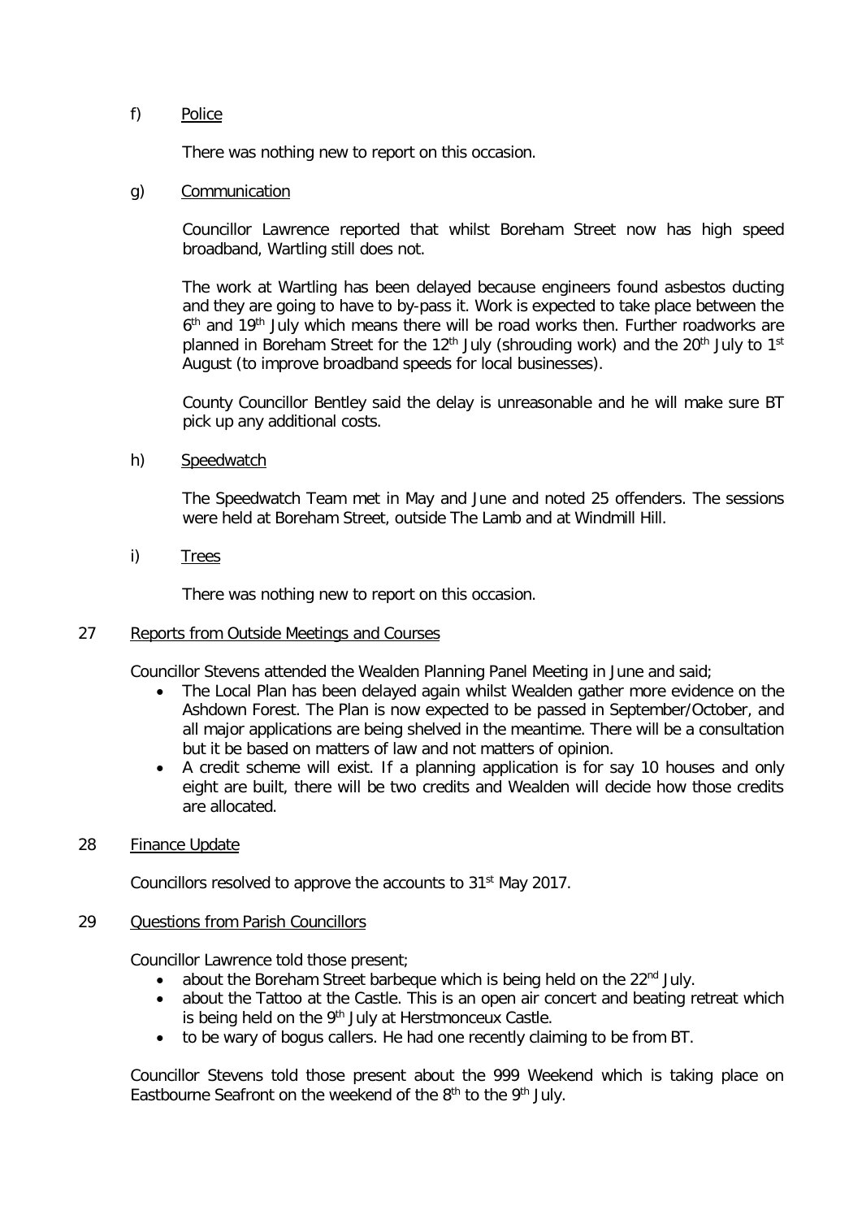f) Police

There was nothing new to report on this occasion.

g) Communication

Councillor Lawrence reported that whilst Boreham Street now has high speed broadband, Wartling still does not.

The work at Wartling has been delayed because engineers found asbestos ducting and they are going to have to by-pass it. Work is expected to take place between the 6th and 19th July which means there will be road works then. Further roadworks are planned in Boreham Street for the 12th July (shrouding work) and the 20th July to 1st August (to improve broadband speeds for local businesses).

County Councillor Bentley said the delay is unreasonable and he will make sure BT pick up any additional costs.

h) Speedwatch

The Speedwatch Team met in May and June and noted 25 offenders. The sessions were held at Boreham Street, outside The Lamb and at Windmill Hill.

i) Trees

There was nothing new to report on this occasion.

27 Reports from Outside Meetings and Courses

Councillor Stevens attended the Wealden Planning Panel Meeting in June and said;

- The Local Plan has been delayed again whilst Wealden gather more evidence on the Ashdown Forest. The Plan is now expected to be passed in September/October, and all major applications are being shelved in the meantime. There will be a consultation but it be based on matters of law and not matters of opinion.
- A credit scheme will exist. If a planning application is for say 10 houses and only eight are built, there will be two credits and Wealden will decide how those credits are allocated.

28 Finance Update

Councillors resolved to approve the accounts to 31st May 2017.

29 Questions from Parish Councillors

Councillor Lawrence told those present;

- about the Boreham Street barbeque which is being held on the 22nd July.
- about the Tattoo at the Castle. This is an open air concert and beating retreat which is being held on the 9th July at Herstmonceux Castle.
- to be wary of bogus callers. He had one recently claiming to be from BT.

Councillor Stevens told those present about the 999 Weekend which is taking place on Eastbourne Seafront on the weekend of the 8th to the 9th July.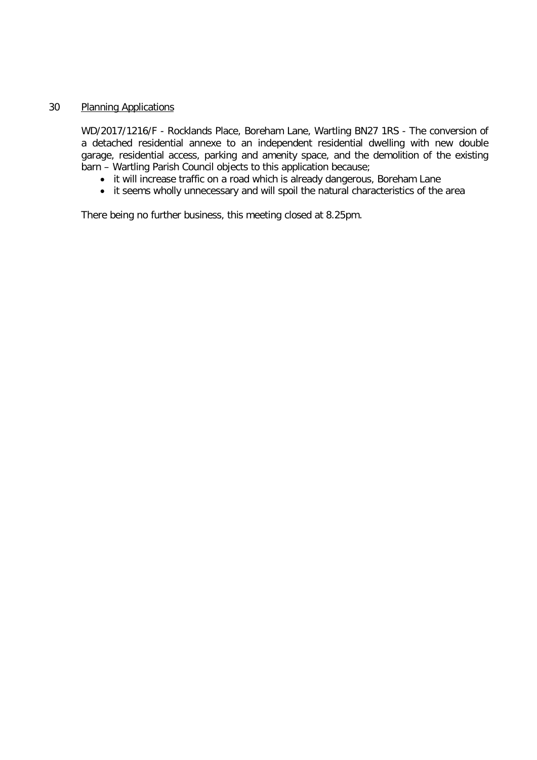30 <u>Planning Applications</u>

WD/2017/1216/F - Rocklands Place, Boreham Lane, Wartling BN27 1RS - The conversion of a detached residential annexe to an independent residential dwelling with new double garage, residential access, parking and amenity space, and the demolition of the existing barn – Wartling Parish Council objects to this application because;

- it will increase traffic on a road which is already dangerous, Boreham Lane
- it seems wholly unnecessary and will spoil the natural characteristics of the area

There being no further business, this meeting closed at 8.25pm.